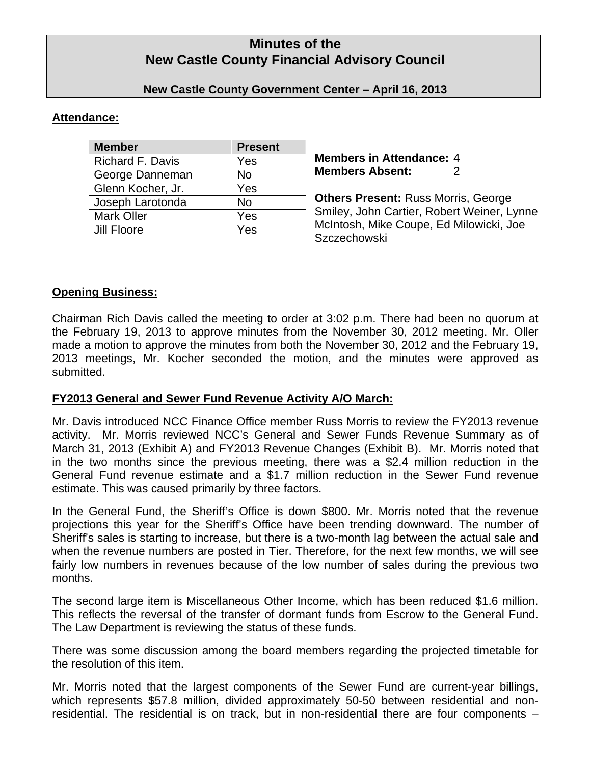# Minutes of the New Castle County Financial Advisory Council

**New Castle County Government Center – April 16, 2013**

## Attendance:

| Member | Present |
|---|---|
| Richard F. Davis | Yes |
| George Danneman | No |
| Glenn Kocher, Jr. | Yes |
| Joseph Larotonda | No |
| Mark Oller | Yes |
| Jill Floore | Yes |

**Members in Attendance:** 4
**Members Absent:** 2

**Others Present:** Russ Morris, George Smiley, John Cartier, Robert Weiner, Lynne McIntosh, Mike Coupe, Ed Milowicki, Joe Szczechowski

## Opening Business:

Chairman Rich Davis called the meeting to order at 3:02 p.m. There had been no quorum at the February 19, 2013 to approve minutes from the November 30, 2012 meeting. Mr. Oller made a motion to approve the minutes from both the November 30, 2012 and the February 19, 2013 meetings, Mr. Kocher seconded the motion, and the minutes were approved as submitted.

## FY2013 General and Sewer Fund Revenue Activity A/O March:

Mr. Davis introduced NCC Finance Office member Russ Morris to review the FY2013 revenue activity. Mr. Morris reviewed NCC's General and Sewer Funds Revenue Summary as of March 31, 2013 (Exhibit A) and FY2013 Revenue Changes (Exhibit B). Mr. Morris noted that in the two months since the previous meeting, there was a $2.4 million reduction in the General Fund revenue estimate and a $1.7 million reduction in the Sewer Fund revenue estimate. This was caused primarily by three factors.

In the General Fund, the Sheriff's Office is down $800. Mr. Morris noted that the revenue projections this year for the Sheriff's Office have been trending downward. The number of Sheriff's sales is starting to increase, but there is a two-month lag between the actual sale and when the revenue numbers are posted in Tier. Therefore, for the next few months, we will see fairly low numbers in revenues because of the low number of sales during the previous two months.

The second large item is Miscellaneous Other Income, which has been reduced $1.6 million. This reflects the reversal of the transfer of dormant funds from Escrow to the General Fund. The Law Department is reviewing the status of these funds.

There was some discussion among the board members regarding the projected timetable for the resolution of this item.

Mr. Morris noted that the largest components of the Sewer Fund are current-year billings, which represents $57.8 million, divided approximately 50-50 between residential and non-residential. The residential is on track, but in non-residential there are four components –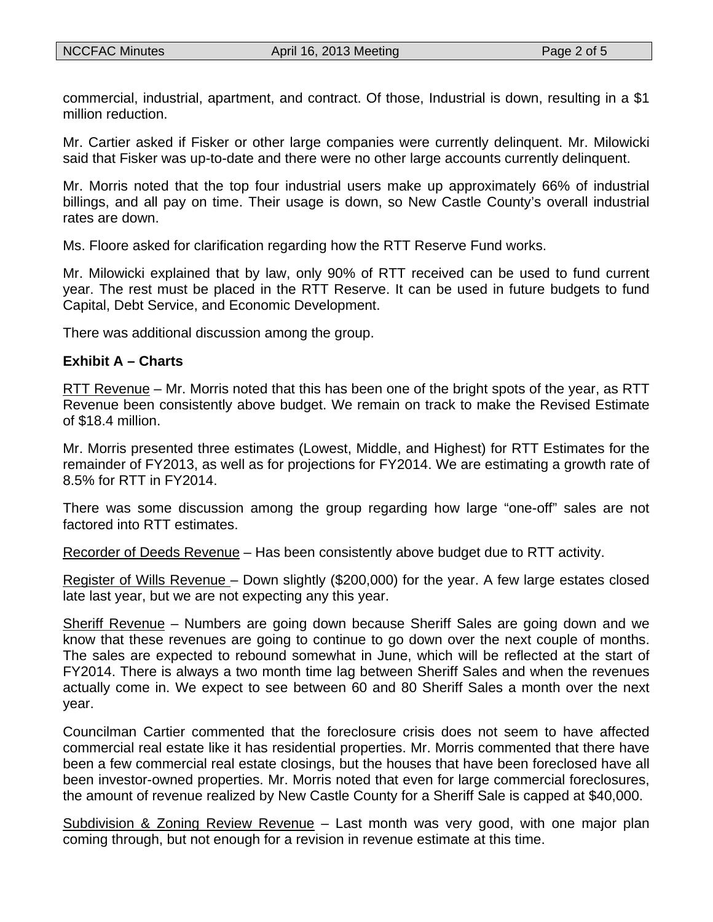commercial, industrial, apartment, and contract. Of those, Industrial is down, resulting in a $1 million reduction.

Mr. Cartier asked if Fisker or other large companies were currently delinquent. Mr. Milowicki said that Fisker was up-to-date and there were no other large accounts currently delinquent.

Mr. Morris noted that the top four industrial users make up approximately 66% of industrial billings, and all pay on time. Their usage is down, so New Castle County's overall industrial rates are down.

Ms. Floore asked for clarification regarding how the RTT Reserve Fund works.

Mr. Milowicki explained that by law, only 90% of RTT received can be used to fund current year. The rest must be placed in the RTT Reserve. It can be used in future budgets to fund Capital, Debt Service, and Economic Development.

There was additional discussion among the group.

**Exhibit A – Charts**

<u>RTT Revenue</u> – Mr. Morris noted that this has been one of the bright spots of the year, as RTT Revenue been consistently above budget. We remain on track to make the Revised Estimate of $18.4 million.

Mr. Morris presented three estimates (Lowest, Middle, and Highest) for RTT Estimates for the remainder of FY2013, as well as for projections for FY2014. We are estimating a growth rate of 8.5% for RTT in FY2014.

There was some discussion among the group regarding how large "one-off" sales are not factored into RTT estimates.

<u>Recorder of Deeds Revenue</u> – Has been consistently above budget due to RTT activity.

<u>Register of Wills Revenue</u> – Down slightly ($200,000) for the year. A few large estates closed late last year, but we are not expecting any this year.

<u>Sheriff Revenue</u> – Numbers are going down because Sheriff Sales are going down and we know that these revenues are going to continue to go down over the next couple of months. The sales are expected to rebound somewhat in June, which will be reflected at the start of FY2014. There is always a two month time lag between Sheriff Sales and when the revenues actually come in. We expect to see between 60 and 80 Sheriff Sales a month over the next year.

Councilman Cartier commented that the foreclosure crisis does not seem to have affected commercial real estate like it has residential properties. Mr. Morris commented that there have been a few commercial real estate closings, but the houses that have been foreclosed have all been investor-owned properties. Mr. Morris noted that even for large commercial foreclosures, the amount of revenue realized by New Castle County for a Sheriff Sale is capped at $40,000.

<u>Subdivision & Zoning Review Revenue</u> – Last month was very good, with one major plan coming through, but not enough for a revision in revenue estimate at this time.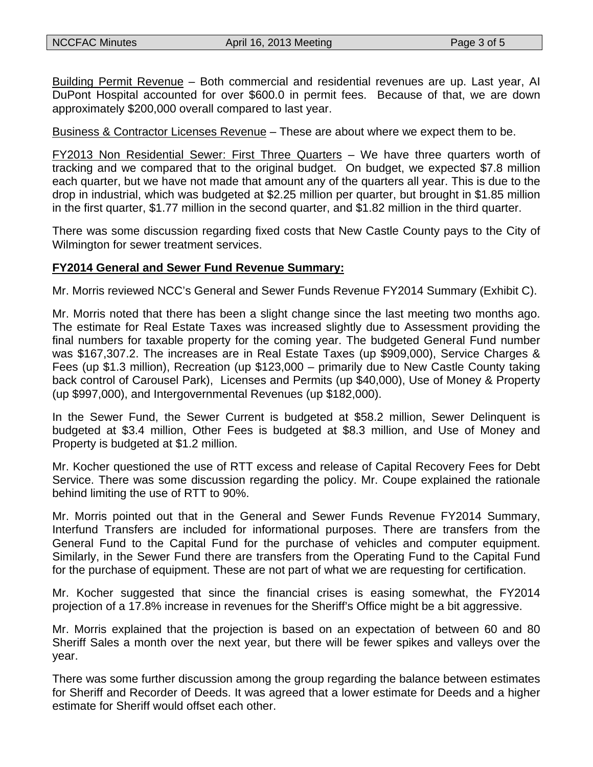Building Permit Revenue – Both commercial and residential revenues are up. Last year, AI DuPont Hospital accounted for over $600.0 in permit fees. Because of that, we are down approximately $200,000 overall compared to last year.

Business & Contractor Licenses Revenue – These are about where we expect them to be.

FY2013 Non Residential Sewer: First Three Quarters – We have three quarters worth of tracking and we compared that to the original budget. On budget, we expected $7.8 million each quarter, but we have not made that amount any of the quarters all year. This is due to the drop in industrial, which was budgeted at $2.25 million per quarter, but brought in $1.85 million in the first quarter, $1.77 million in the second quarter, and $1.82 million in the third quarter.

There was some discussion regarding fixed costs that New Castle County pays to the City of Wilmington for sewer treatment services.

**FY2014 General and Sewer Fund Revenue Summary:**

Mr. Morris reviewed NCC's General and Sewer Funds Revenue FY2014 Summary (Exhibit C).

Mr. Morris noted that there has been a slight change since the last meeting two months ago. The estimate for Real Estate Taxes was increased slightly due to Assessment providing the final numbers for taxable property for the coming year. The budgeted General Fund number was $167,307.2. The increases are in Real Estate Taxes (up $909,000), Service Charges & Fees (up $1.3 million), Recreation (up $123,000 – primarily due to New Castle County taking back control of Carousel Park), Licenses and Permits (up $40,000), Use of Money & Property (up $997,000), and Intergovernmental Revenues (up $182,000).

In the Sewer Fund, the Sewer Current is budgeted at $58.2 million, Sewer Delinquent is budgeted at $3.4 million, Other Fees is budgeted at $8.3 million, and Use of Money and Property is budgeted at $1.2 million.

Mr. Kocher questioned the use of RTT excess and release of Capital Recovery Fees for Debt Service. There was some discussion regarding the policy. Mr. Coupe explained the rationale behind limiting the use of RTT to 90%.

Mr. Morris pointed out that in the General and Sewer Funds Revenue FY2014 Summary, Interfund Transfers are included for informational purposes. There are transfers from the General Fund to the Capital Fund for the purchase of vehicles and computer equipment. Similarly, in the Sewer Fund there are transfers from the Operating Fund to the Capital Fund for the purchase of equipment. These are not part of what we are requesting for certification.

Mr. Kocher suggested that since the financial crises is easing somewhat, the FY2014 projection of a 17.8% increase in revenues for the Sheriff's Office might be a bit aggressive.

Mr. Morris explained that the projection is based on an expectation of between 60 and 80 Sheriff Sales a month over the next year, but there will be fewer spikes and valleys over the year.

There was some further discussion among the group regarding the balance between estimates for Sheriff and Recorder of Deeds. It was agreed that a lower estimate for Deeds and a higher estimate for Sheriff would offset each other.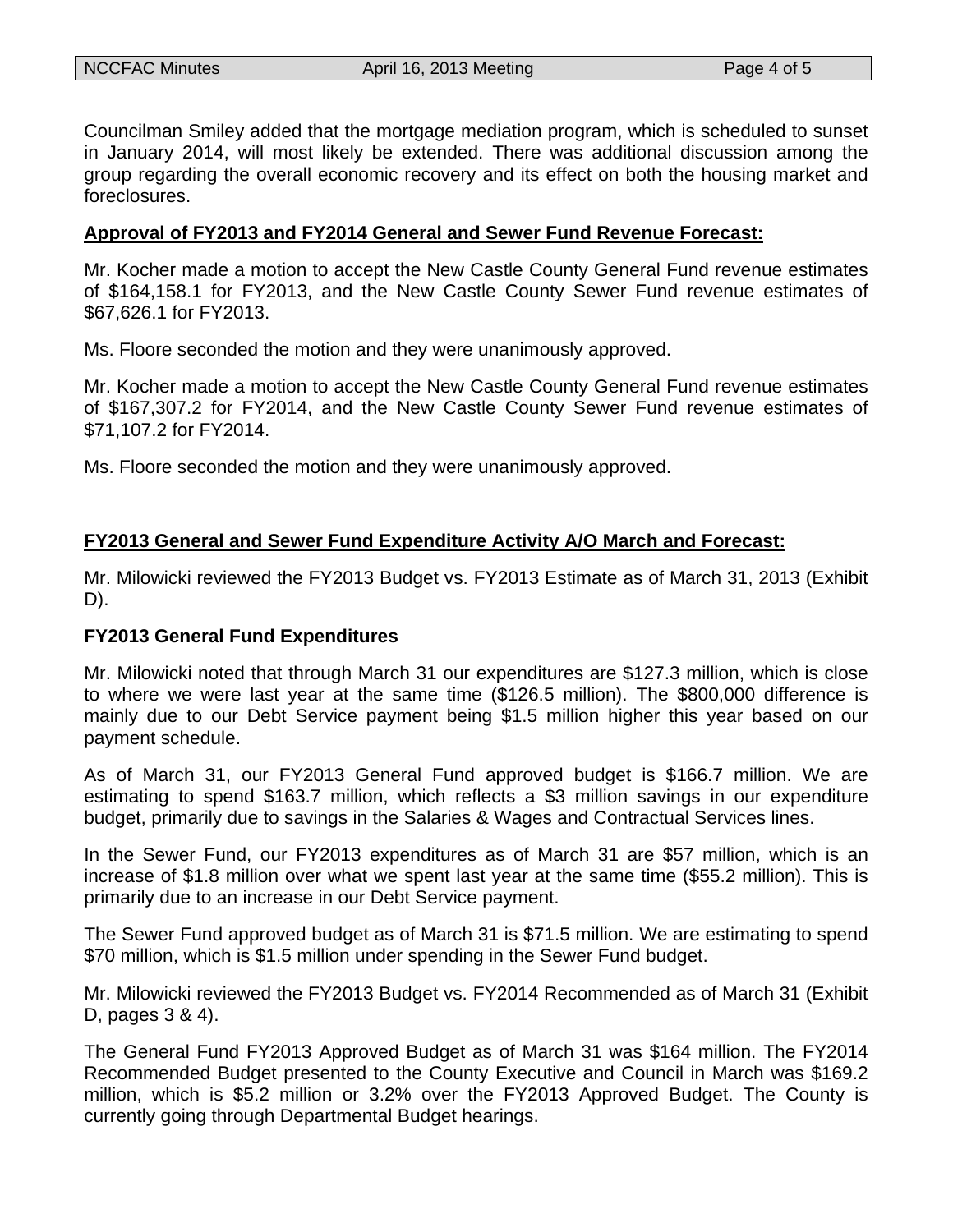Councilman Smiley added that the mortgage mediation program, which is scheduled to sunset in January 2014, will most likely be extended. There was additional discussion among the group regarding the overall economic recovery and its effect on both the housing market and foreclosures.

**Approval of FY2013 and FY2014 General and Sewer Fund Revenue Forecast:**

Mr. Kocher made a motion to accept the New Castle County General Fund revenue estimates of $164,158.1 for FY2013, and the New Castle County Sewer Fund revenue estimates of $67,626.1 for FY2013.

Ms. Floore seconded the motion and they were unanimously approved.

Mr. Kocher made a motion to accept the New Castle County General Fund revenue estimates of $167,307.2 for FY2014, and the New Castle County Sewer Fund revenue estimates of $71,107.2 for FY2014.

Ms. Floore seconded the motion and they were unanimously approved.

**FY2013 General and Sewer Fund Expenditure Activity A/O March and Forecast:**

Mr. Milowicki reviewed the FY2013 Budget vs. FY2013 Estimate as of March 31, 2013 (Exhibit D).

**FY2013 General Fund Expenditures**

Mr. Milowicki noted that through March 31 our expenditures are $127.3 million, which is close to where we were last year at the same time ($126.5 million). The $800,000 difference is mainly due to our Debt Service payment being $1.5 million higher this year based on our payment schedule.

As of March 31, our FY2013 General Fund approved budget is $166.7 million. We are estimating to spend $163.7 million, which reflects a $3 million savings in our expenditure budget, primarily due to savings in the Salaries & Wages and Contractual Services lines.

In the Sewer Fund, our FY2013 expenditures as of March 31 are $57 million, which is an increase of $1.8 million over what we spent last year at the same time ($55.2 million). This is primarily due to an increase in our Debt Service payment.

The Sewer Fund approved budget as of March 31 is $71.5 million. We are estimating to spend $70 million, which is $1.5 million under spending in the Sewer Fund budget.

Mr. Milowicki reviewed the FY2013 Budget vs. FY2014 Recommended as of March 31 (Exhibit D, pages 3 & 4).

The General Fund FY2013 Approved Budget as of March 31 was $164 million. The FY2014 Recommended Budget presented to the County Executive and Council in March was $169.2 million, which is $5.2 million or 3.2% over the FY2013 Approved Budget. The County is currently going through Departmental Budget hearings.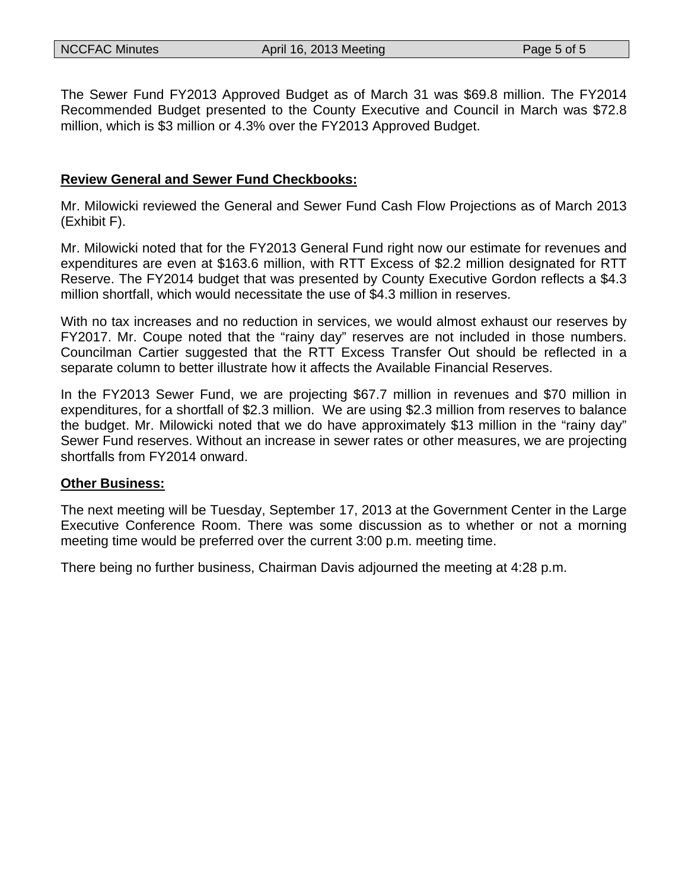The Sewer Fund FY2013 Approved Budget as of March 31 was $69.8 million. The FY2014 Recommended Budget presented to the County Executive and Council in March was $72.8 million, which is $3 million or 4.3% over the FY2013 Approved Budget.

**Review General and Sewer Fund Checkbooks:**

Mr. Milowicki reviewed the General and Sewer Fund Cash Flow Projections as of March 2013 (Exhibit F).

Mr. Milowicki noted that for the FY2013 General Fund right now our estimate for revenues and expenditures are even at $163.6 million, with RTT Excess of $2.2 million designated for RTT Reserve. The FY2014 budget that was presented by County Executive Gordon reflects a $4.3 million shortfall, which would necessitate the use of $4.3 million in reserves.

With no tax increases and no reduction in services, we would almost exhaust our reserves by FY2017. Mr. Coupe noted that the "rainy day" reserves are not included in those numbers. Councilman Cartier suggested that the RTT Excess Transfer Out should be reflected in a separate column to better illustrate how it affects the Available Financial Reserves.

In the FY2013 Sewer Fund, we are projecting $67.7 million in revenues and $70 million in expenditures, for a shortfall of $2.3 million. We are using $2.3 million from reserves to balance the budget. Mr. Milowicki noted that we do have approximately $13 million in the "rainy day" Sewer Fund reserves. Without an increase in sewer rates or other measures, we are projecting shortfalls from FY2014 onward.

**Other Business:**

The next meeting will be Tuesday, September 17, 2013 at the Government Center in the Large Executive Conference Room. There was some discussion as to whether or not a morning meeting time would be preferred over the current 3:00 p.m. meeting time.

There being no further business, Chairman Davis adjourned the meeting at 4:28 p.m.